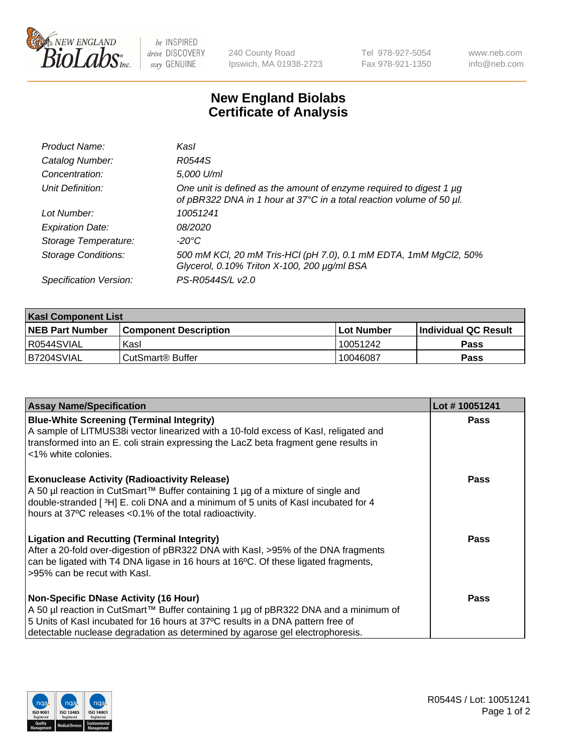New England BioLabs Inc. — be INSPIRED drive DISCOVERY stay GENUINE

240 County Road
Ipswich, MA 01938-2723

Tel 978-927-5054
Fax 978-921-1350

www.neb.com
info@neb.com

# New England Biolabs Certificate of Analysis

| | |
|---|---|
| *Product Name:* | *KasI* |
| *Catalog Number:* | *R0544S* |
| *Concentration:* | *5,000 U/ml* |
| *Unit Definition:* | *One unit is defined as the amount of enzyme required to digest 1 µg of pBR322 DNA in 1 hour at 37°C in a total reaction volume of 50 µl.* |
| *Lot Number:* | *10051241* |
| *Expiration Date:* | *08/2020* |
| *Storage Temperature:* | *-20°C* |
| *Storage Conditions:* | *500 mM KCl, 20 mM Tris-HCl (pH 7.0), 0.1 mM EDTA, 1mM MgCl2, 50% Glycerol, 0.10% Triton X-100, 200 µg/ml BSA* |
| *Specification Version:* | *PS-R0544S/L v2.0* |

| KasI Component List | | | |
|---|---|---|---|
| **NEB Part Number** | **Component Description** | **Lot Number** | **Individual QC Result** |
| R0544SVIAL | KasI | 10051242 | **Pass** |
| B7204SVIAL | CutSmart® Buffer | 10046087 | **Pass** |

| Assay Name/Specification | Lot # 10051241 |
|---|---|
| **Blue-White Screening (Terminal Integrity)** A sample of LITMUS38i vector linearized with a 10-fold excess of KasI, religated and transformed into an E. coli strain expressing the LacZ beta fragment gene results in <1% white colonies. | **Pass** |
| **Exonuclease Activity (Radioactivity Release)** A 50 µl reaction in CutSmart™ Buffer containing 1 µg of a mixture of single and double-stranded [ ³H] E. coli DNA and a minimum of 5 units of KasI incubated for 4 hours at 37ºC releases <0.1% of the total radioactivity. | **Pass** |
| **Ligation and Recutting (Terminal Integrity)** After a 20-fold over-digestion of pBR322 DNA with KasI, >95% of the DNA fragments can be ligated with T4 DNA ligase in 16 hours at 16ºC. Of these ligated fragments, >95% can be recut with KasI. | **Pass** |
| **Non-Specific DNase Activity (16 Hour)** A 50 µl reaction in CutSmart™ Buffer containing 1 µg of pBR322 DNA and a minimum of 5 Units of KasI incubated for 16 hours at 37ºC results in a DNA pattern free of detectable nuclease degradation as determined by agarose gel electrophoresis. | **Pass** |

R0544S / Lot: 10051241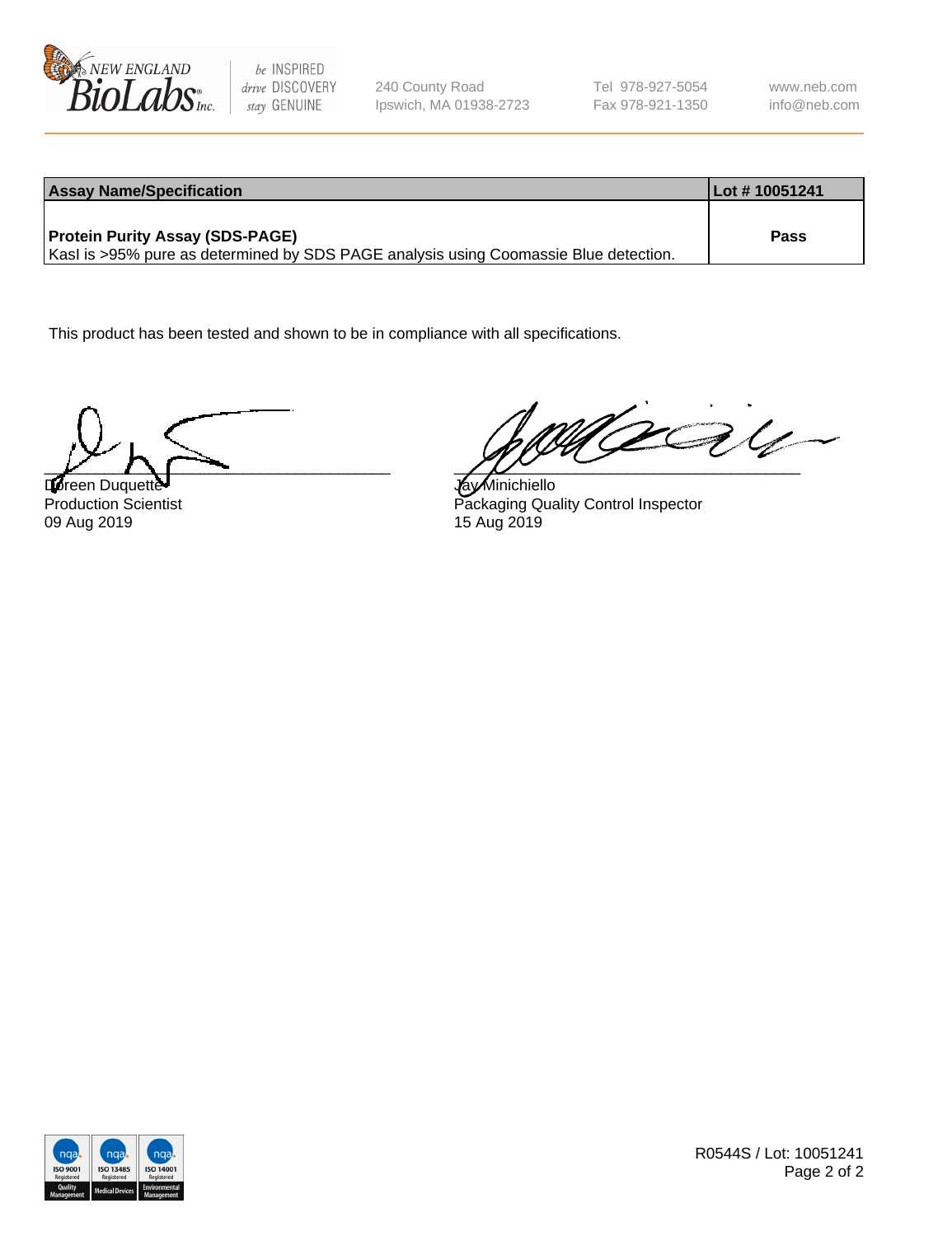| Assay Name/Specification | Lot # 10051241 |
| --- | --- |
| **Protein Purity Assay (SDS-PAGE)**<br>KasI is >95% pure as determined by SDS PAGE analysis using Coomassie Blue detection. | **Pass** |

This product has been tested and shown to be in compliance with all specifications.

Doreen Duquette
Production Scientist
09 Aug 2019

Jay Minichiello
Packaging Quality Control Inspector
15 Aug 2019

R0544S / Lot: 10051241